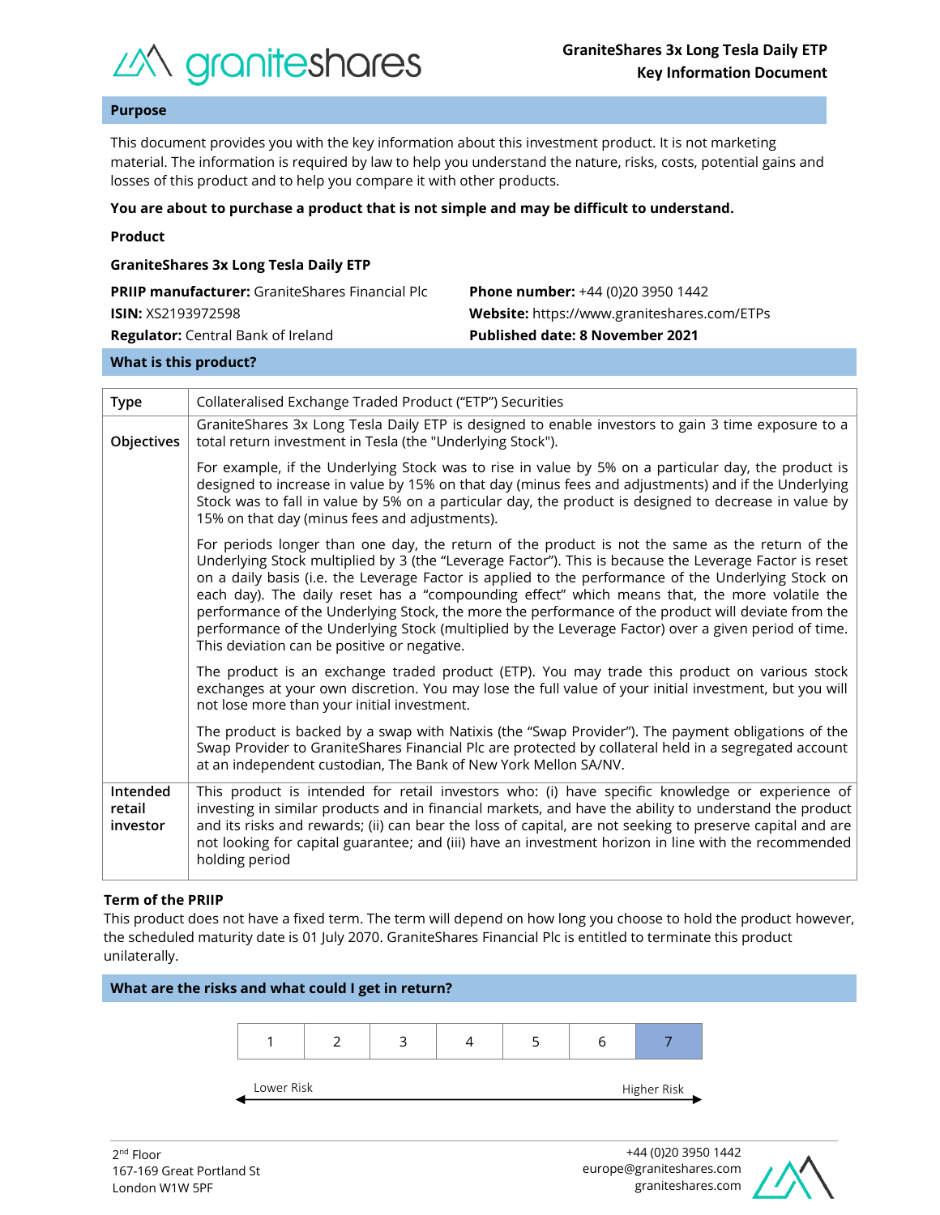# GraniteShares 3x Long Tesla Daily ETP
## Key Information Document

## Purpose

This document provides you with the key information about this investment product. It is not marketing material. The information is required by law to help you understand the nature, risks, costs, potential gains and losses of this product and to help you compare it with other products.

**You are about to purchase a product that is not simple and may be difficult to understand.**

**Product**

**GraniteShares 3x Long Tesla Daily ETP**

**PRIIP manufacturer:** GraniteShares Financial Plc
**ISIN:** XS2193972598
**Regulator:** Central Bank of Ireland
**Phone number:** +44 (0)20 3950 1442
**Website:** https://www.graniteshares.com/ETPs
**Published date: 8 November 2021**

## What is this product?

| | |
|---|---|
| **Type** | Collateralised Exchange Traded Product ("ETP") Securities |
| **Objectives** | GraniteShares 3x Long Tesla Daily ETP is designed to enable investors to gain 3 time exposure to a total return investment in Tesla (the "Underlying Stock").<br><br>For example, if the Underlying Stock was to rise in value by 5% on a particular day, the product is designed to increase in value by 15% on that day (minus fees and adjustments) and if the Underlying Stock was to fall in value by 5% on a particular day, the product is designed to decrease in value by 15% on that day (minus fees and adjustments).<br><br>For periods longer than one day, the return of the product is not the same as the return of the Underlying Stock multiplied by 3 (the "Leverage Factor"). This is because the Leverage Factor is reset on a daily basis (i.e. the Leverage Factor is applied to the performance of the Underlying Stock on each day). The daily reset has a "compounding effect" which means that, the more volatile the performance of the Underlying Stock, the more the performance of the product will deviate from the performance of the Underlying Stock (multiplied by the Leverage Factor) over a given period of time. This deviation can be positive or negative.<br><br>The product is an exchange traded product (ETP). You may trade this product on various stock exchanges at your own discretion. You may lose the full value of your initial investment, but you will not lose more than your initial investment.<br><br>The product is backed by a swap with Natixis (the "Swap Provider"). The payment obligations of the Swap Provider to GraniteShares Financial Plc are protected by collateral held in a segregated account at an independent custodian, The Bank of New York Mellon SA/NV. |
| **Intended retail investor** | This product is intended for retail investors who: (i) have specific knowledge or experience of investing in similar products and in financial markets, and have the ability to understand the product and its risks and rewards; (ii) can bear the loss of capital, are not seeking to preserve capital and are not looking for capital guarantee; and (iii) have an investment horizon in line with the recommended holding period |

**Term of the PRIIP**

This product does not have a fixed term. The term will depend on how long you choose to hold the product however, the scheduled maturity date is 01 July 2070. GraniteShares Financial Plc is entitled to terminate this product unilaterally.

## What are the risks and what could I get in return?

| 1 | 2 | 3 | 4 | 5 | 6 | **7** |
|---|---|---|---|---|---|---|

Lower Risk ← → Higher Risk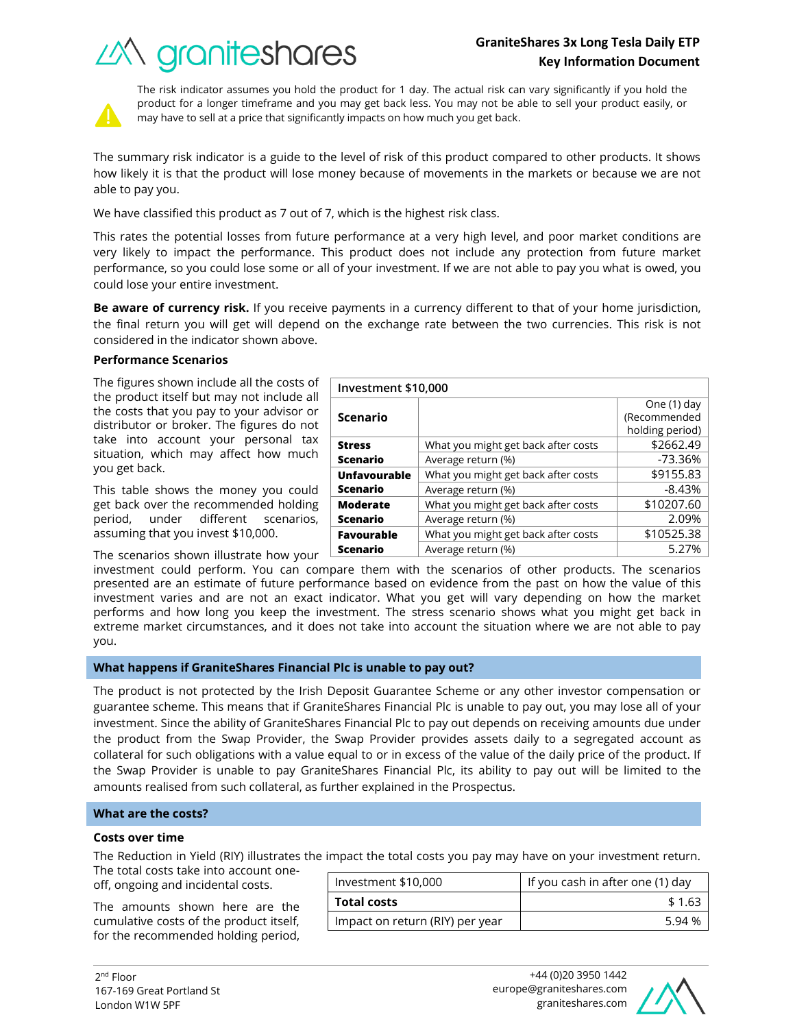The risk indicator assumes you hold the product for 1 day. The actual risk can vary significantly if you hold the product for a longer timeframe and you may get back less. You may not be able to sell your product easily, or may have to sell at a price that significantly impacts on how much you get back.

The summary risk indicator is a guide to the level of risk of this product compared to other products. It shows how likely it is that the product will lose money because of movements in the markets or because we are not able to pay you.

We have classified this product as 7 out of 7, which is the highest risk class.

This rates the potential losses from future performance at a very high level, and poor market conditions are very likely to impact the performance. This product does not include any protection from future market performance, so you could lose some or all of your investment. If we are not able to pay you what is owed, you could lose your entire investment.

**Be aware of currency risk.** If you receive payments in a currency different to that of your home jurisdiction, the final return you will get will depend on the exchange rate between the two currencies. This risk is not considered in the indicator shown above.

**Performance Scenarios**

The figures shown include all the costs of the product itself but may not include all the costs that you pay to your advisor or distributor or broker. The figures do not take into account your personal tax situation, which may affect how much you get back.

This table shows the money you could get back over the recommended holding period, under different scenarios, assuming that you invest $10,000.

| Investment $10,000 | | |
|---|---|---|
| **Scenario** | | One (1) day (Recommended holding period) |
| **Stress Scenario** | What you might get back after costs | $2662.49 |
| | Average return (%) | -73.36% |
| **Unfavourable Scenario** | What you might get back after costs | $9155.83 |
| | Average return (%) | -8.43% |
| **Moderate Scenario** | What you might get back after costs | $10207.60 |
| | Average return (%) | 2.09% |
| **Favourable Scenario** | What you might get back after costs | $10525.38 |
| | Average return (%) | 5.27% |

The scenarios shown illustrate how your investment could perform. You can compare them with the scenarios of other products. The scenarios presented are an estimate of future performance based on evidence from the past on how the value of this investment varies and are not an exact indicator. What you get will vary depending on how the market performs and how long you keep the investment. The stress scenario shows what you might get back in extreme market circumstances, and it does not take into account the situation where we are not able to pay you.

## What happens if GraniteShares Financial Plc is unable to pay out?

The product is not protected by the Irish Deposit Guarantee Scheme or any other investor compensation or guarantee scheme. This means that if GraniteShares Financial Plc is unable to pay out, you may lose all of your investment. Since the ability of GraniteShares Financial Plc to pay out depends on receiving amounts due under the product from the Swap Provider, the Swap Provider provides assets daily to a segregated account as collateral for such obligations with a value equal to or in excess of the value of the daily price of the product. If the Swap Provider is unable to pay GraniteShares Financial Plc, its ability to pay out will be limited to the amounts realised from such collateral, as further explained in the Prospectus.

## What are the costs?

**Costs over time**

The Reduction in Yield (RIY) illustrates the impact the total costs you pay may have on your investment return. The total costs take into account one-off, ongoing and incidental costs.

The amounts shown here are the cumulative costs of the product itself, for the recommended holding period,

| Investment $10,000 | If you cash in after one (1) day |
|---|---|
| **Total costs** | $ 1.63 |
| Impact on return (RIY) per year | 5.94 % |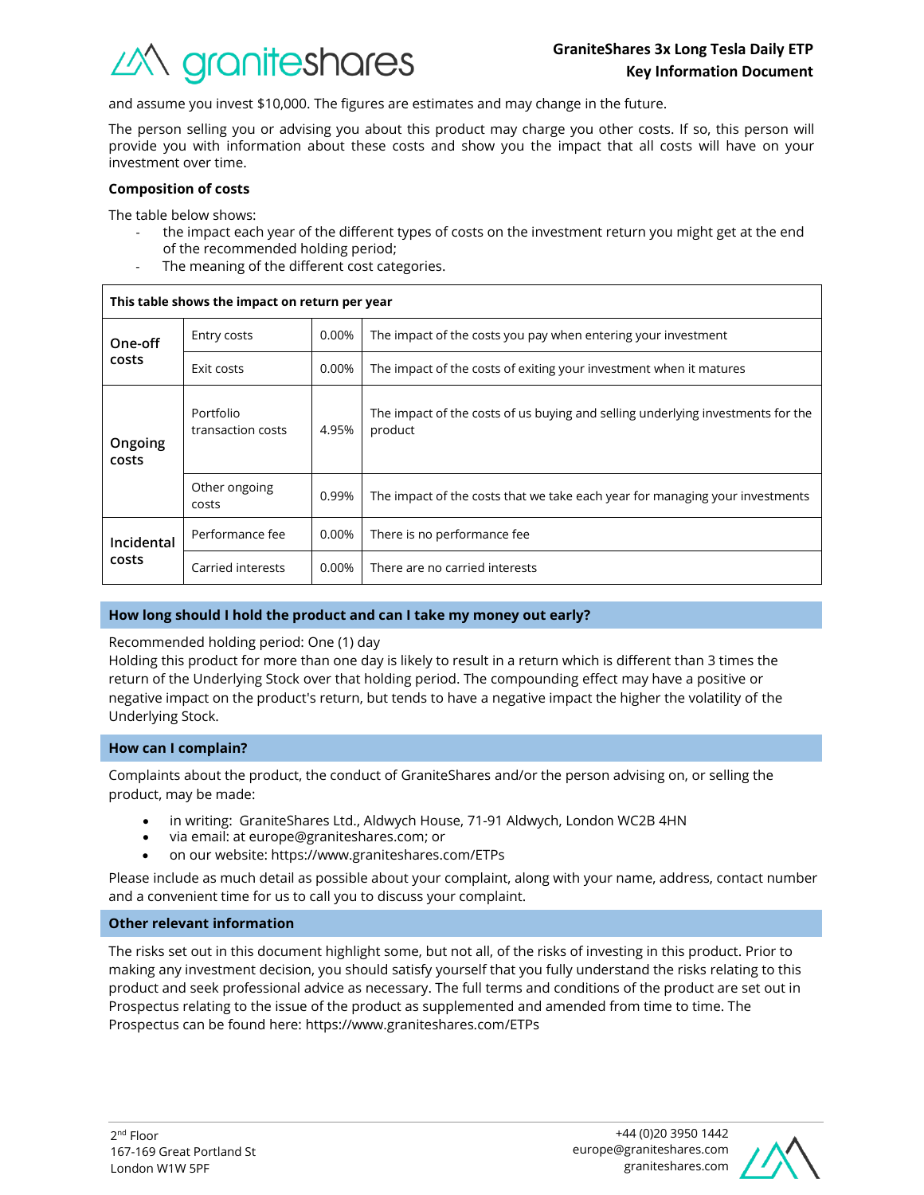and assume you invest $10,000. The figures are estimates and may change in the future.

The person selling you or advising you about this product may charge you other costs. If so, this person will provide you with information about these costs and show you the impact that all costs will have on your investment over time.

**Composition of costs**

The table below shows:

- the impact each year of the different types of costs on the investment return you might get at the end of the recommended holding period;
- The meaning of the different cost categories.

| This table shows the impact on return per year | | | |
|---|---|---|---|
| One-off costs | Entry costs | 0.00% | The impact of the costs you pay when entering your investment |
| | Exit costs | 0.00% | The impact of the costs of exiting your investment when it matures |
| Ongoing costs | Portfolio transaction costs | 4.95% | The impact of the costs of us buying and selling underlying investments for the product |
| | Other ongoing costs | 0.99% | The impact of the costs that we take each year for managing your investments |
| Incidental costs | Performance fee | 0.00% | There is no performance fee |
| | Carried interests | 0.00% | There are no carried interests |

## How long should I hold the product and can I take my money out early?

Recommended holding period: One (1) day

Holding this product for more than one day is likely to result in a return which is different than 3 times the return of the Underlying Stock over that holding period. The compounding effect may have a positive or negative impact on the product's return, but tends to have a negative impact the higher the volatility of the Underlying Stock.

## How can I complain?

Complaints about the product, the conduct of GraniteShares and/or the person advising on, or selling the product, may be made:

- in writing: GraniteShares Ltd., Aldwych House, 71-91 Aldwych, London WC2B 4HN
- via email: at europe@graniteshares.com; or
- on our website: https://www.graniteshares.com/ETPs

Please include as much detail as possible about your complaint, along with your name, address, contact number and a convenient time for us to call you to discuss your complaint.

## Other relevant information

The risks set out in this document highlight some, but not all, of the risks of investing in this product. Prior to making any investment decision, you should satisfy yourself that you fully understand the risks relating to this product and seek professional advice as necessary. The full terms and conditions of the product are set out in Prospectus relating to the issue of the product as supplemented and amended from time to time. The Prospectus can be found here: https://www.graniteshares.com/ETPs